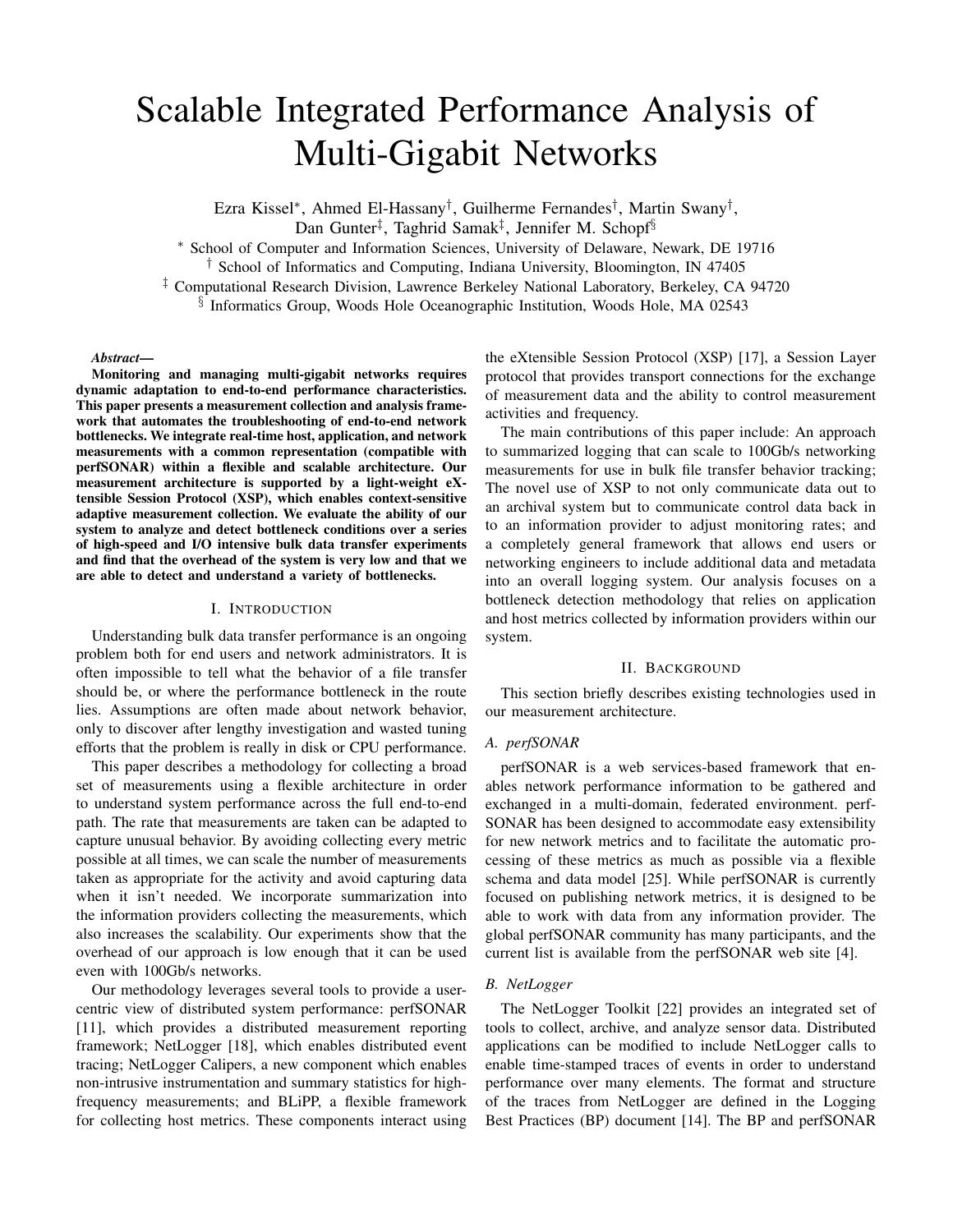# Scalable Integrated Performance Analysis of Multi-Gigabit Networks

Ezra Kissel[*], Ahmed El-Hassany[†], Guilherme Fernandes[†], Martin Swany[†], Dan Gunter[‡], Taghrid Samak[‡], Jennifer M. Schopf[§]

[*] School of Computer and Information Sciences, University of Delaware, Newark, DE 19716
[†] School of Informatics and Computing, Indiana University, Bloomington, IN 47405
[‡] Computational Research Division, Lawrence Berkeley National Laboratory, Berkeley, CA 94720
[§] Informatics Group, Woods Hole Oceanographic Institution, Woods Hole, MA 02543

***Abstract*— Monitoring and managing multi-gigabit networks requires dynamic adaptation to end-to-end performance characteristics. This paper presents a measurement collection and analysis framework that automates the troubleshooting of end-to-end network bottlenecks. We integrate real-time host, application, and network measurements with a common representation (compatible with perfSONAR) within a flexible and scalable architecture. Our measurement architecture is supported by a light-weight eXtensible Session Protocol (XSP), which enables context-sensitive adaptive measurement collection. We evaluate the ability of our system to analyze and detect bottleneck conditions over a series of high-speed and I/O intensive bulk data transfer experiments and find that the overhead of the system is very low and that we are able to detect and understand a variety of bottlenecks.**

## I. Introduction

Understanding bulk data transfer performance is an ongoing problem both for end users and network administrators. It is often impossible to tell what the behavior of a file transfer should be, or where the performance bottleneck in the route lies. Assumptions are often made about network behavior, only to discover after lengthy investigation and wasted tuning efforts that the problem is really in disk or CPU performance.

This paper describes a methodology for collecting a broad set of measurements using a flexible architecture in order to understand system performance across the full end-to-end path. The rate that measurements are taken can be adapted to capture unusual behavior. By avoiding collecting every metric possible at all times, we can scale the number of measurements taken as appropriate for the activity and avoid capturing data when it isn't needed. We incorporate summarization into the information providers collecting the measurements, which also increases the scalability. Our experiments show that the overhead of our approach is low enough that it can be used even with 100Gb/s networks.

Our methodology leverages several tools to provide a user-centric view of distributed system performance: perfSONAR [11], which provides a distributed measurement reporting framework; NetLogger [18], which enables distributed event tracing; NetLogger Calipers, a new component which enables non-intrusive instrumentation and summary statistics for high-frequency measurements; and BLiPP, a flexible framework for collecting host metrics. These components interact using the eXtensible Session Protocol (XSP) [17], a Session Layer protocol that provides transport connections for the exchange of measurement data and the ability to control measurement activities and frequency.

The main contributions of this paper include: An approach to summarized logging that can scale to 100Gb/s networking measurements for use in bulk file transfer behavior tracking; The novel use of XSP to not only communicate data out to an archival system but to communicate control data back in to an information provider to adjust monitoring rates; and a completely general framework that allows end users or networking engineers to include additional data and metadata into an overall logging system. Our analysis focuses on a bottleneck detection methodology that relies on application and host metrics collected by information providers within our system.

## II. Background

This section briefly describes existing technologies used in our measurement architecture.

### A. perfSONAR

perfSONAR is a web services-based framework that enables network performance information to be gathered and exchanged in a multi-domain, federated environment. perfSONAR has been designed to accommodate easy extensibility for new network metrics and to facilitate the automatic processing of these metrics as much as possible via a flexible schema and data model [25]. While perfSONAR is currently focused on publishing network metrics, it is designed to be able to work with data from any information provider. The global perfSONAR community has many participants, and the current list is available from the perfSONAR web site [4].

### B. NetLogger

The NetLogger Toolkit [22] provides an integrated set of tools to collect, archive, and analyze sensor data. Distributed applications can be modified to include NetLogger calls to enable time-stamped traces of events in order to understand performance over many elements. The format and structure of the traces from NetLogger are defined in the Logging Best Practices (BP) document [14]. The BP and perfSONAR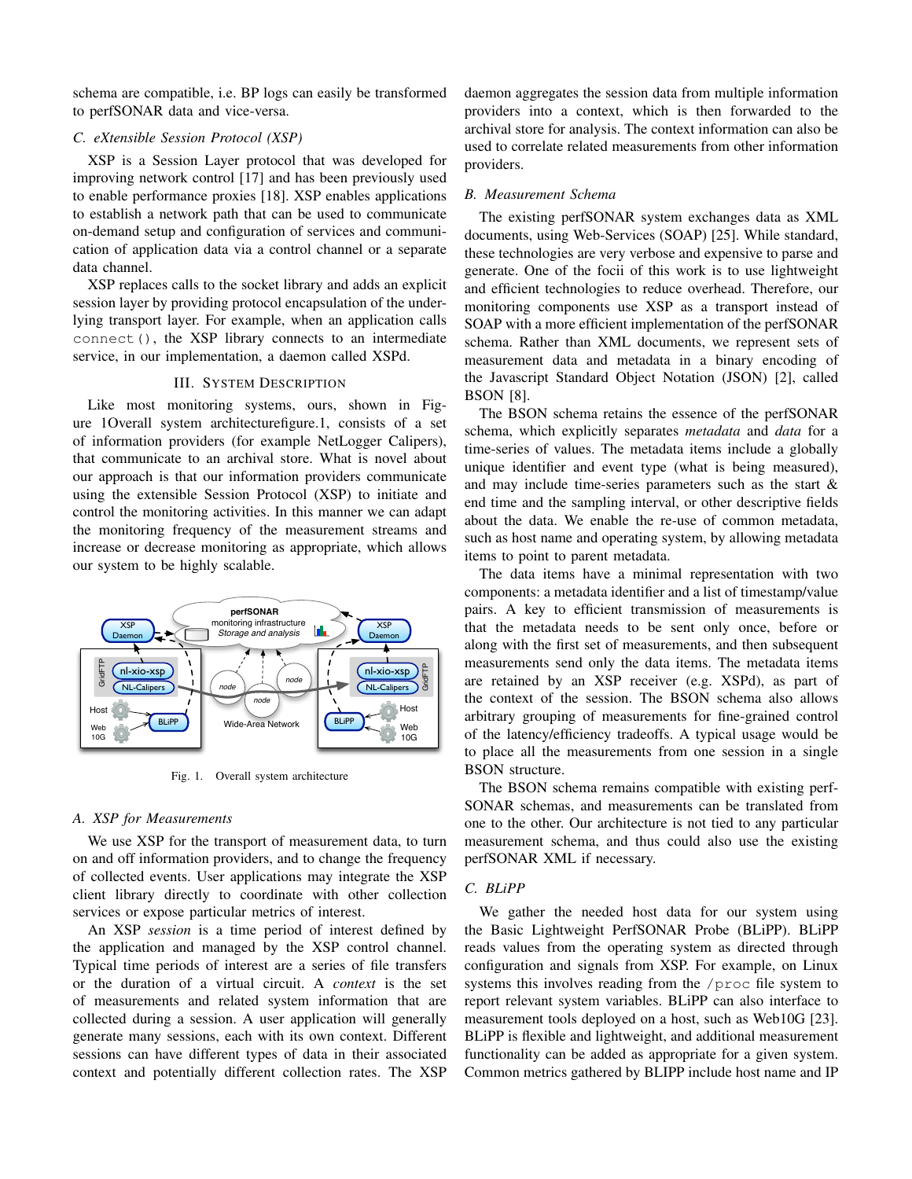schema are compatible, i.e. BP logs can easily be transformed to perfSONAR data and vice-versa.

### C. eXtensible Session Protocol (XSP)

XSP is a Session Layer protocol that was developed for improving network control [17] and has been previously used to enable performance proxies [18]. XSP enables applications to establish a network path that can be used to communicate on-demand setup and configuration of services and communication of application data via a control channel or a separate data channel.

XSP replaces calls to the socket library and adds an explicit session layer by providing protocol encapsulation of the underlying transport layer. For example, when an application calls `connect()`, the XSP library connects to an intermediate service, in our implementation, a daemon called XSPd.

## III. System Description

Like most monitoring systems, ours, shown in Figure 1Overall system architecturefigure.1, consists of a set of information providers (for example NetLogger Calipers), that communicate to an archival store. What is novel about our approach is that our information providers communicate using the extensible Session Protocol (XSP) to initiate and control the monitoring activities. In this manner we can adapt the monitoring frequency of the measurement streams and increase or decrease monitoring as appropriate, which allows our system to be highly scalable.

Fig. 1. Overall system architecture

### A. XSP for Measurements

We use XSP for the transport of measurement data, to turn on and off information providers, and to change the frequency of collected events. User applications may integrate the XSP client library directly to coordinate with other collection services or expose particular metrics of interest.

An XSP *session* is a time period of interest defined by the application and managed by the XSP control channel. Typical time periods of interest are a series of file transfers or the duration of a virtual circuit. A *context* is the set of measurements and related system information that are collected during a session. A user application will generally generate many sessions, each with its own context. Different sessions can have different types of data in their associated context and potentially different collection rates. The XSP daemon aggregates the session data from multiple information providers into a context, which is then forwarded to the archival store for analysis. The context information can also be used to correlate related measurements from other information providers.

### B. Measurement Schema

The existing perfSONAR system exchanges data as XML documents, using Web-Services (SOAP) [25]. While standard, these technologies are very verbose and expensive to parse and generate. One of the focii of this work is to use lightweight and efficient technologies to reduce overhead. Therefore, our monitoring components use XSP as a transport instead of SOAP with a more efficient implementation of the perfSONAR schema. Rather than XML documents, we represent sets of measurement data and metadata in a binary encoding of the Javascript Standard Object Notation (JSON) [2], called BSON [8].

The BSON schema retains the essence of the perfSONAR schema, which explicitly separates *metadata* and *data* for a time-series of values. The metadata items include a globally unique identifier and event type (what is being measured), and may include time-series parameters such as the start & end time and the sampling interval, or other descriptive fields about the data. We enable the re-use of common metadata, such as host name and operating system, by allowing metadata items to point to parent metadata.

The data items have a minimal representation with two components: a metadata identifier and a list of timestamp/value pairs. A key to efficient transmission of measurements is that the metadata needs to be sent only once, before or along with the first set of measurements, and then subsequent measurements send only the data items. The metadata items are retained by an XSP receiver (e.g. XSPd), as part of the context of the session. The BSON schema also allows arbitrary grouping of measurements for fine-grained control of the latency/efficiency tradeoffs. A typical usage would be to place all the measurements from one session in a single BSON structure.

The BSON schema remains compatible with existing perfSONAR schemas, and measurements can be translated from one to the other. Our architecture is not tied to any particular measurement schema, and thus could also use the existing perfSONAR XML if necessary.

### C. BLiPP

We gather the needed host data for our system using the Basic Lightweight PerfSONAR Probe (BLiPP). BLiPP reads values from the operating system as directed through configuration and signals from XSP. For example, on Linux systems this involves reading from the `/proc` file system to report relevant system variables. BLiPP can also interface to measurement tools deployed on a host, such as Web10G [23]. BLiPP is flexible and lightweight, and additional measurement functionality can be added as appropriate for a given system. Common metrics gathered by BLIPP include host name and IP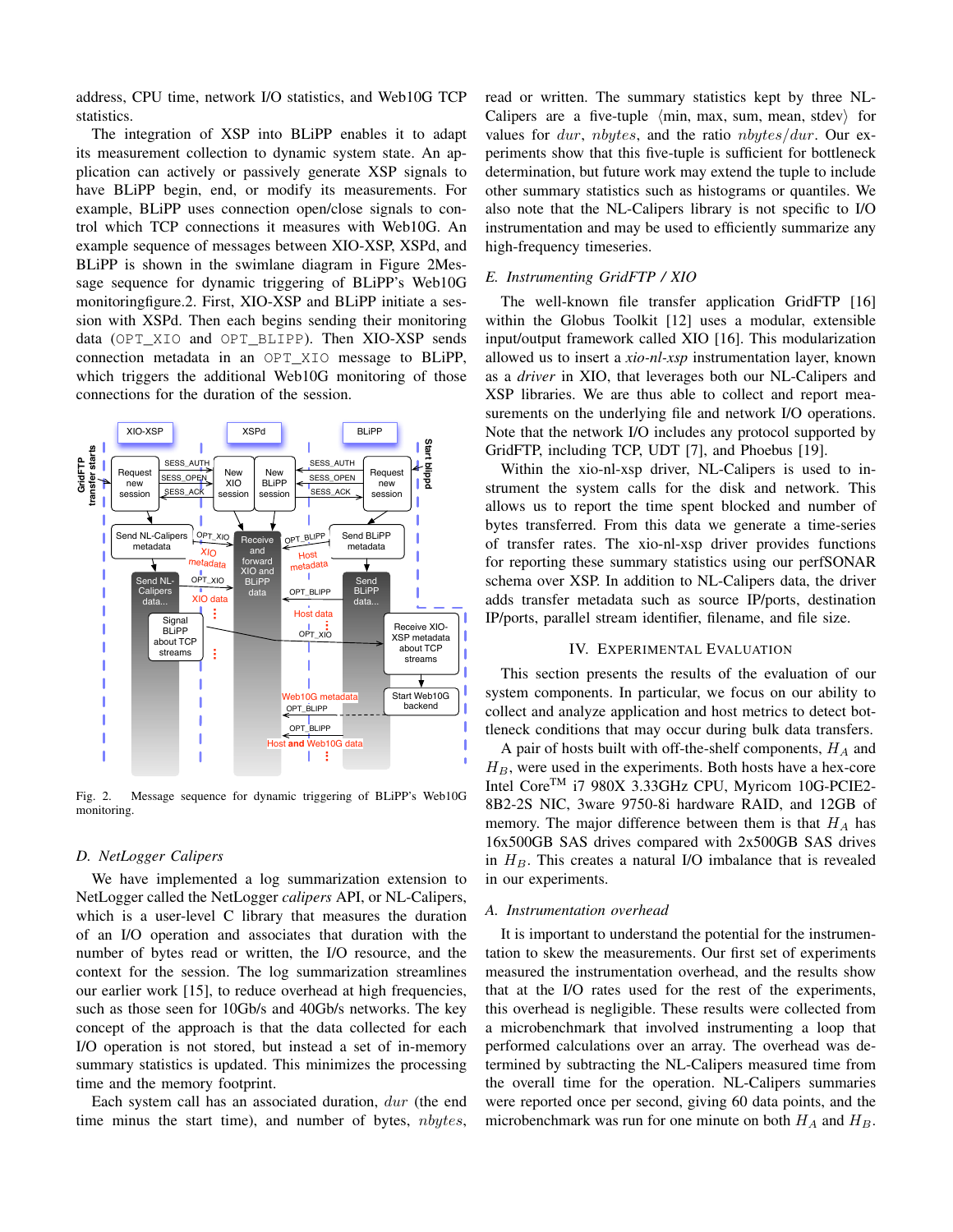address, CPU time, network I/O statistics, and Web10G TCP statistics.

The integration of XSP into BLiPP enables it to adapt its measurement collection to dynamic system state. An application can actively or passively generate XSP signals to have BLiPP begin, end, or modify its measurements. For example, BLiPP uses connection open/close signals to control which TCP connections it measures with Web10G. An example sequence of messages between XIO-XSP, XSPd, and BLiPP is shown in the swimlane diagram in Figure 2Message sequence for dynamic triggering of BLiPP's Web10G monitoringfigure.2. First, XIO-XSP and BLiPP initiate a session with XSPd. Then each begins sending their monitoring data (`OPT_XIO` and `OPT_BLIPP`). Then XIO-XSP sends connection metadata in an `OPT_XIO` message to BLiPP, which triggers the additional Web10G monitoring of those connections for the duration of the session.

Fig. 2. Message sequence for dynamic triggering of BLiPP's Web10G monitoring.

### D. NetLogger Calipers

We have implemented a log summarization extension to NetLogger called the NetLogger *calipers* API, or NL-Calipers, which is a user-level C library that measures the duration of an I/O operation and associates that duration with the number of bytes read or written, the I/O resource, and the context for the session. The log summarization streamlines our earlier work [15], to reduce overhead at high frequencies, such as those seen for 10Gb/s and 40Gb/s networks. The key concept of the approach is that the data collected for each I/O operation is not stored, but instead a set of in-memory summary statistics is updated. This minimizes the processing time and the memory footprint.

Each system call has an associated duration, $dur$ (the end time minus the start time), and number of bytes, $nbytes$, read or written. The summary statistics kept by three NL-Calipers are a five-tuple $\langle$min, max, sum, mean, stdev$\rangle$ for values for $dur$, $nbytes$, and the ratio $nbytes/dur$. Our experiments show that this five-tuple is sufficient for bottleneck determination, but future work may extend the tuple to include other summary statistics such as histograms or quantiles. We also note that the NL-Calipers library is not specific to I/O instrumentation and may be used to efficiently summarize any high-frequency timeseries.

### E. Instrumenting GridFTP / XIO

The well-known file transfer application GridFTP [16] within the Globus Toolkit [12] uses a modular, extensible input/output framework called XIO [16]. This modularization allowed us to insert a *xio-nl-xsp* instrumentation layer, known as a *driver* in XIO, that leverages both our NL-Calipers and XSP libraries. We are thus able to collect and report measurements on the underlying file and network I/O operations. Note that the network I/O includes any protocol supported by GridFTP, including TCP, UDT [7], and Phoebus [19].

Within the xio-nl-xsp driver, NL-Calipers is used to instrument the system calls for the disk and network. This allows us to report the time spent blocked and number of bytes transferred. From this data we generate a time-series of transfer rates. The xio-nl-xsp driver provides functions for reporting these summary statistics using our perfSONAR schema over XSP. In addition to NL-Calipers data, the driver adds transfer metadata such as source IP/ports, destination IP/ports, parallel stream identifier, filename, and file size.

## IV. Experimental Evaluation

This section presents the results of the evaluation of our system components. In particular, we focus on our ability to collect and analyze application and host metrics to detect bottleneck conditions that may occur during bulk data transfers.

A pair of hosts built with off-the-shelf components, $H_A$ and $H_B$, were used in the experiments. Both hosts have a hex-core Intel Core$^{TM}$ i7 980X 3.33GHz CPU, Myricom 10G-PCIE2-8B2-2S NIC, 3ware 9750-8i hardware RAID, and 12GB of memory. The major difference between them is that $H_A$ has 16x500GB SAS drives compared with 2x500GB SAS drives in $H_B$. This creates a natural I/O imbalance that is revealed in our experiments.

### A. Instrumentation overhead

It is important to understand the potential for the instrumentation to skew the measurements. Our first set of experiments measured the instrumentation overhead, and the results show that at the I/O rates used for the rest of the experiments, this overhead is negligible. These results were collected from a microbenchmark that involved instrumenting a loop that performed calculations over an array. The overhead was determined by subtracting the NL-Calipers measured time from the overall time for the operation. NL-Calipers summaries were reported once per second, giving 60 data points, and the microbenchmark was run for one minute on both $H_A$ and $H_B$.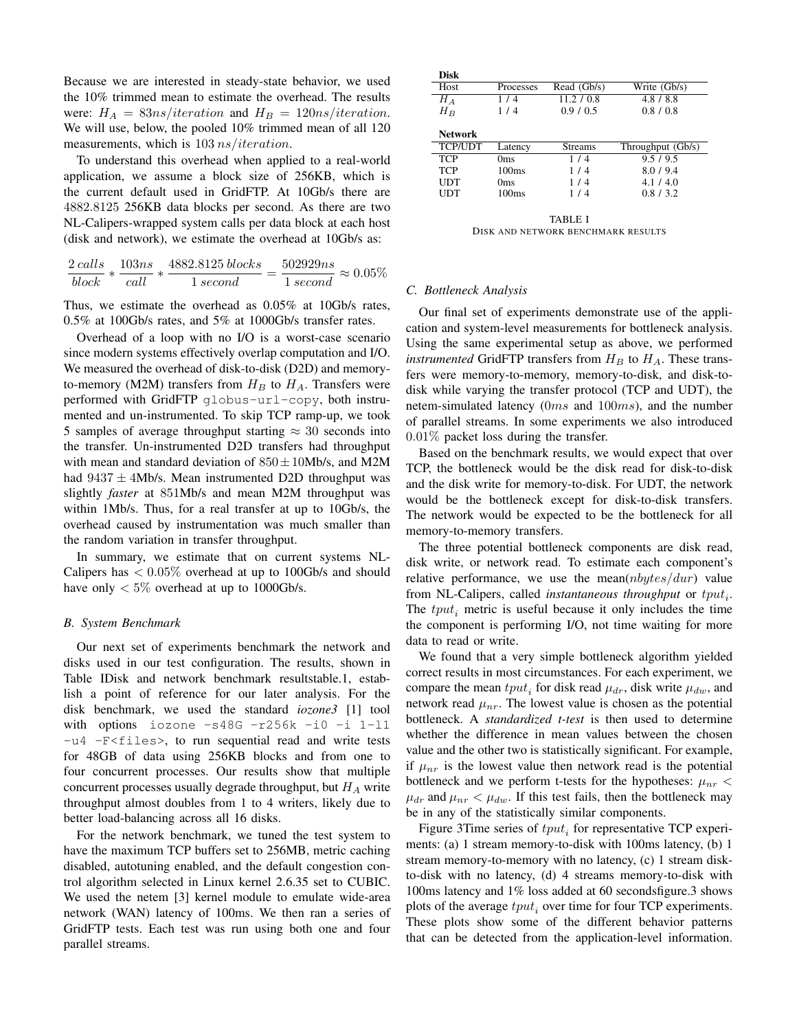Because we are interested in steady-state behavior, we used the 10% trimmed mean to estimate the overhead. The results were: $H_A = 83ns/iteration$ and $H_B = 120ns/iteration$. We will use, below, the pooled 10% trimmed mean of all 120 measurements, which is $103\,ns/iteration$.

To understand this overhead when applied to a real-world application, we assume a block size of 256KB, which is the current default used in GridFTP. At 10Gb/s there are $4882.8125$ 256KB data blocks per second. As there are two NL-Calipers-wrapped system calls per data block at each host (disk and network), we estimate the overhead at 10Gb/s as:

$$\frac{2\,calls}{block} * \frac{103ns}{call} * \frac{4882.8125\,blocks}{1\,second} = \frac{502929ns}{1\,second} \approx 0.05\%$$

Thus, we estimate the overhead as 0.05% at 10Gb/s rates, 0.5% at 100Gb/s rates, and 5% at 1000Gb/s transfer rates.

Overhead of a loop with no I/O is a worst-case scenario since modern systems effectively overlap computation and I/O. We measured the overhead of disk-to-disk (D2D) and memory-to-memory (M2M) transfers from $H_B$ to $H_A$. Transfers were performed with GridFTP `globus-url-copy`, both instrumented and un-instrumented. To skip TCP ramp-up, we took 5 samples of average throughput starting $\approx 30$ seconds into the transfer. Un-instrumented D2D transfers had throughput with mean and standard deviation of $850 \pm 10$Mb/s, and M2M had $9437 \pm 4$Mb/s. Mean instrumented D2D throughput was slightly *faster* at 851Mb/s and mean M2M throughput was within 1Mb/s. Thus, for a real transfer at up to 10Gb/s, the overhead caused by instrumentation was much smaller than the random variation in transfer throughput.

In summary, we estimate that on current systems NL-Calipers has $< 0.05\%$ overhead at up to 100Gb/s and should have only $< 5\%$ overhead at up to 1000Gb/s.

### B. System Benchmark

Our next set of experiments benchmark the network and disks used in our test configuration. The results, shown in Table IDisk and network benchmark resultstable.1, establish a point of reference for our later analysis. For the disk benchmark, we used the standard *iozone3* [1] tool with options `iozone -s48G -r256k -i0 -i 1-l1 -u4 -F<files>`, to run sequential read and write tests for 48GB of data using 256KB blocks and from one to four concurrent processes. Our results show that multiple concurrent processes usually degrade throughput, but $H_A$ write throughput almost doubles from 1 to 4 writers, likely due to better load-balancing across all 16 disks.

For the network benchmark, we tuned the test system to have the maximum TCP buffers set to 256MB, metric caching disabled, autotuning enabled, and the default congestion control algorithm selected in Linux kernel 2.6.35 set to CUBIC. We used the netem [3] kernel module to emulate wide-area network (WAN) latency of 100ms. We then ran a series of GridFTP tests. Each test was run using both one and four parallel streams.

**Disk**

| Host | Processes | Read (Gb/s) | Write (Gb/s) |
|---|---|---|---|
| $H_A$ | 1 / 4 | 11.2 / 0.8 | 4.8 / 8.8 |
| $H_B$ | 1 / 4 | 0.9 / 0.5 | 0.8 / 0.8 |

**Network**

| TCP/UDT | Latency | Streams | Throughput (Gb/s) |
|---|---|---|---|
| TCP | 0ms | 1 / 4 | 9.5 / 9.5 |
| TCP | 100ms | 1 / 4 | 8.0 / 9.4 |
| UDT | 0ms | 1 / 4 | 4.1 / 4.0 |
| UDT | 100ms | 1 / 4 | 0.8 / 3.2 |

TABLE I
DISK AND NETWORK BENCHMARK RESULTS

### C. Bottleneck Analysis

Our final set of experiments demonstrate use of the application and system-level measurements for bottleneck analysis. Using the same experimental setup as above, we performed *instrumented* GridFTP transfers from $H_B$ to $H_A$. These transfers were memory-to-memory, memory-to-disk, and disk-to-disk while varying the transfer protocol (TCP and UDT), the netem-simulated latency ($0ms$ and $100ms$), and the number of parallel streams. In some experiments we also introduced $0.01\%$ packet loss during the transfer.

Based on the benchmark results, we would expect that over TCP, the bottleneck would be the disk read for disk-to-disk and the disk write for memory-to-disk. For UDT, the network would be the bottleneck except for disk-to-disk transfers. The network would be expected to be the bottleneck for all memory-to-memory transfers.

The three potential bottleneck components are disk read, disk write, or network read. To estimate each component's relative performance, we use the mean($nbytes/dur$) value from NL-Calipers, called *instantaneous throughput* or $tput_i$. The $tput_i$ metric is useful because it only includes the time the component is performing I/O, not time waiting for more data to read or write.

We found that a very simple bottleneck algorithm yielded correct results in most circumstances. For each experiment, we compare the mean $tput_i$ for disk read $\mu_{dr}$, disk write $\mu_{dw}$, and network read $\mu_{nr}$. The lowest value is chosen as the potential bottleneck. A *standardized t-test* is then used to determine whether the difference in mean values between the chosen value and the other two is statistically significant. For example, if $\mu_{nr}$ is the lowest value then network read is the potential bottleneck and we perform t-tests for the hypotheses: $\mu_{nr} < \mu_{dr}$ and $\mu_{nr} < \mu_{dw}$. If this test fails, then the bottleneck may be in any of the statistically similar components.

Figure 3Time series of $tput_i$ for representative TCP experiments: (a) 1 stream memory-to-disk with 100ms latency, (b) 1 stream memory-to-memory with no latency, (c) 1 stream disk-to-disk with no latency, (d) 4 streams memory-to-disk with 100ms latency and 1% loss added at 60 secondsfigure.3 shows plots of the average $tput_i$ over time for four TCP experiments. These plots show some of the different behavior patterns that can be detected from the application-level information.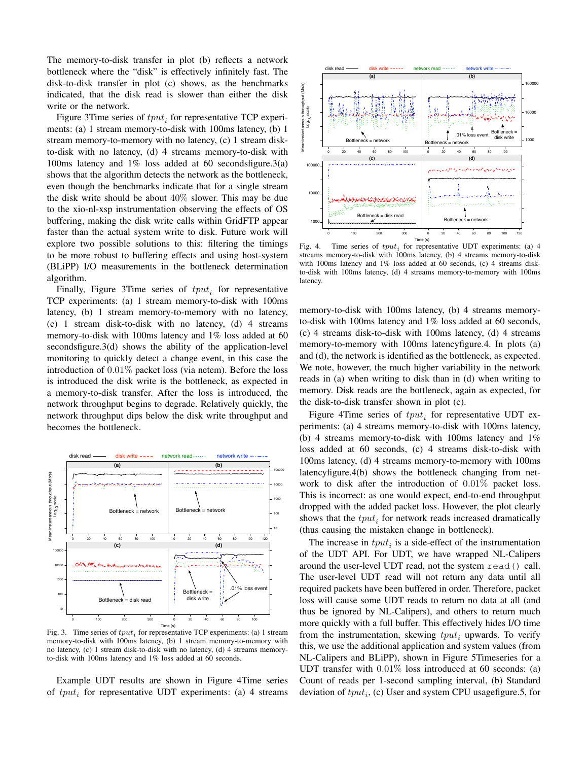The memory-to-disk transfer in plot (b) reflects a network bottleneck where the "disk" is effectively infinitely fast. The disk-to-disk transfer in plot (c) shows, as the benchmarks indicated, that the disk read is slower than either the disk write or the network.

Figure 3Time series of $tput_i$ for representative TCP experiments: (a) 1 stream memory-to-disk with 100ms latency, (b) 1 stream memory-to-memory with no latency, (c) 1 stream disk-to-disk with no latency, (d) 4 streams memory-to-disk with 100ms latency and 1% loss added at 60 secondsfigure.3(a) shows that the algorithm detects the network as the bottleneck, even though the benchmarks indicate that for a single stream the disk write should be about 40% slower. This may be due to the xio-nl-xsp instrumentation observing the effects of OS buffering, making the disk write calls within GridFTP appear faster than the actual system write to disk. Future work will explore two possible solutions to this: filtering the timings to be more robust to buffering effects and using host-system (BLiPP) I/O measurements in the bottleneck determination algorithm.

Finally, Figure 3Time series of $tput_i$ for representative TCP experiments: (a) 1 stream memory-to-disk with 100ms latency, (b) 1 stream memory-to-memory with no latency, (c) 1 stream disk-to-disk with no latency, (d) 4 streams memory-to-disk with 100ms latency and 1% loss added at 60 secondsfigure.3(d) shows the ability of the application-level monitoring to quickly detect a change event, in this case the introduction of 0.01% packet loss (via netem). Before the loss is introduced the disk write is the bottleneck, as expected in a memory-to-disk transfer. After the loss is introduced, the network throughput begins to degrade. Relatively quickly, the network throughput dips below the disk write throughput and becomes the bottleneck.

Fig. 3. Time series of $tput_i$ for representative TCP experiments: (a) 1 stream memory-to-disk with 100ms latency, (b) 1 stream memory-to-memory with no latency, (c) 1 stream disk-to-disk with no latency, (d) 4 streams memory-to-disk with 100ms latency and 1% loss added at 60 seconds.

Example UDT results are shown in Figure 4Time series of $tput_i$ for representative UDT experiments: (a) 4 streams memory-to-disk with 100ms latency, (b) 4 streams memory-to-disk with 100ms latency and 1% loss added at 60 seconds, (c) 4 streams disk-to-disk with 100ms latency, (d) 4 streams memory-to-memory with 100ms latencyfigure.4. In plots (a) and (d), the network is identified as the bottleneck, as expected. We note, however, the much higher variability in the network reads in (a) when writing to disk than in (d) when writing to memory. Disk reads are the bottleneck, again as expected, for the disk-to-disk transfer shown in plot (c).

Fig. 4. Time series of $tput_i$ for representative UDT experiments: (a) 4 streams memory-to-disk with 100ms latency, (b) 4 streams memory-to-disk with 100ms latency and 1% loss added at 60 seconds, (c) 4 streams disk-to-disk with 100ms latency, (d) 4 streams memory-to-memory with 100ms latency.

Figure 4Time series of $tput_i$ for representative UDT experiments: (a) 4 streams memory-to-disk with 100ms latency, (b) 4 streams memory-to-disk with 100ms latency and 1% loss added at 60 seconds, (c) 4 streams disk-to-disk with 100ms latency, (d) 4 streams memory-to-memory with 100ms latencyfigure.4(b) shows the bottleneck changing from network to disk after the introduction of 0.01% packet loss. This is incorrect: as one would expect, end-to-end throughput dropped with the added packet loss. However, the plot clearly shows that the $tput_i$ for network reads increased dramatically (thus causing the mistaken change in bottleneck).

The increase in $tput_i$ is a side-effect of the instrumentation of the UDT API. For UDT, we have wrapped NL-Calipers around the user-level UDT read, not the system `read()` call. The user-level UDT read will not return any data until all required packets have been buffered in order. Therefore, packet loss will cause some UDT reads to return no data at all (and thus be ignored by NL-Calipers), and others to return much more quickly with a full buffer. This effectively hides I/O time from the instrumentation, skewing $tput_i$ upwards. To verify this, we use the additional application and system values (from NL-Calipers and BLiPP), shown in Figure 5Timeseries for a UDT transfer with 0.01% loss introduced at 60 seconds: (a) Count of reads per 1-second sampling interval, (b) Standard deviation of $tput_i$, (c) User and system CPU usagefigure.5, for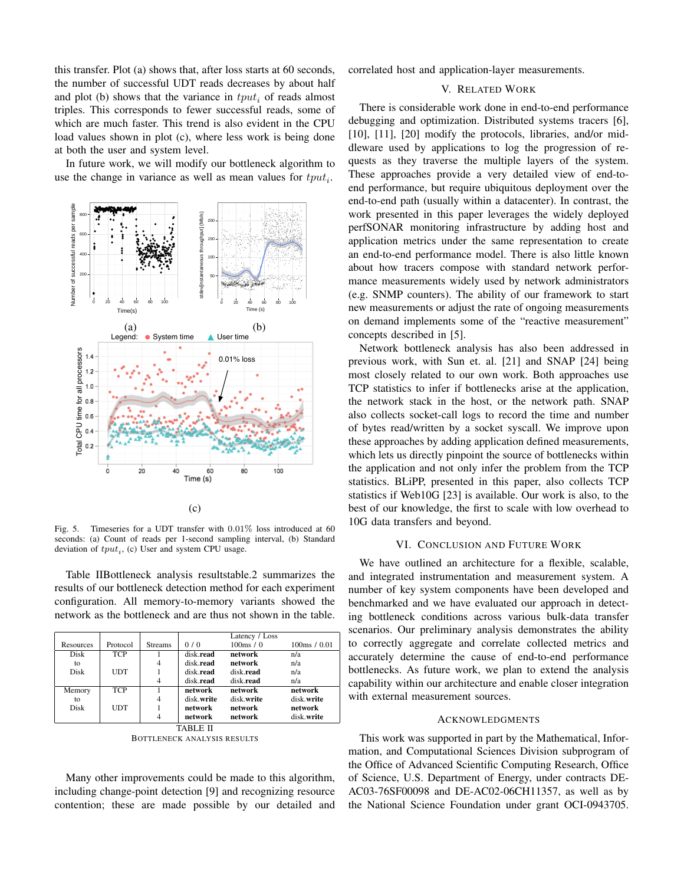this transfer. Plot (a) shows that, after loss starts at 60 seconds, the number of successful UDT reads decreases by about half and plot (b) shows that the variance in $tput_i$ of reads almost triples. This corresponds to fewer successful reads, some of which are much faster. This trend is also evident in the CPU load values shown in plot (c), where less work is being done at both the user and system level.

In future work, we will modify our bottleneck algorithm to use the change in variance as well as mean values for $tput_i$.

Number of successful reads per sample
800
600
400
200
0 20 40 60 80 100
Time(s)

(a)

stdev[instantaneous throughput] (Mb/s)
200
150
100
50
0 20 40 60 80 100
Time (s)

(b)

Legend: System time User time

Total CPU time for all processors
1.4
1.2
1.0
0.8
0.6
0.4
0.2
0 20 40 60 80 100
Time (s)
0.01% loss

(c)

Fig. 5. Timeseries for a UDT transfer with 0.01% loss introduced at 60 seconds: (a) Count of reads per 1-second sampling interval, (b) Standard deviation of $tput_i$, (c) User and system CPU usage.

Table IIBottleneck analysis resultstable.2 summarizes the results of our bottleneck detection method for each experiment configuration. All memory-to-memory variants showed the network as the bottleneck and are thus not shown in the table.

| Resources | Protocol | Streams | Latency / Loss 0 / 0 | 100ms / 0 | 100ms / 0.01 |
|---|---|---|---|---|---|
| Disk to Disk | TCP | 1 | disk.**read** | **network** | n/a |
| | | 4 | disk.**read** | **network** | n/a |
| | UDT | 1 | disk.**read** | disk.**read** | n/a |
| | | 4 | disk.**read** | disk.**read** | n/a |
| Memory to Disk | TCP | 1 | **network** | **network** | **network** |
| | | 4 | disk.**write** | disk.**write** | disk.**write** |
| | UDT | 1 | **network** | **network** | **network** |
| | | 4 | **network** | **network** | disk.**write** |

TABLE II
BOTTLENECK ANALYSIS RESULTS

Many other improvements could be made to this algorithm, including change-point detection [9] and recognizing resource contention; these are made possible by our detailed and correlated host and application-layer measurements.

## V. Related Work

There is considerable work done in end-to-end performance debugging and optimization. Distributed systems tracers [6], [10], [11], [20] modify the protocols, libraries, and/or middleware used by applications to log the progression of requests as they traverse the multiple layers of the system. These approaches provide a very detailed view of end-to-end performance, but require ubiquitous deployment over the end-to-end path (usually within a datacenter). In contrast, the work presented in this paper leverages the widely deployed perfSONAR monitoring infrastructure by adding host and application metrics under the same representation to create an end-to-end performance model. There is also little known about how tracers compose with standard network performance measurements widely used by network administrators (e.g. SNMP counters). The ability of our framework to start new measurements or adjust the rate of ongoing measurements on demand implements some of the "reactive measurement" concepts described in [5].

Network bottleneck analysis has also been addressed in previous work, with Sun et. al. [21] and SNAP [24] being most closely related to our own work. Both approaches use TCP statistics to infer if bottlenecks arise at the application, the network stack in the host, or the network path. SNAP also collects socket-call logs to record the time and number of bytes read/written by a socket syscall. We improve upon these approaches by adding application defined measurements, which lets us directly pinpoint the source of bottlenecks within the application and not only infer the problem from the TCP statistics. BLiPP, presented in this paper, also collects TCP statistics if Web10G [23] is available. Our work is also, to the best of our knowledge, the first to scale with low overhead to 10G data transfers and beyond.

## VI. Conclusion and Future Work

We have outlined an architecture for a flexible, scalable, and integrated instrumentation and measurement system. A number of key system components have been developed and benchmarked and we have evaluated our approach in detecting bottleneck conditions across various bulk-data transfer scenarios. Our preliminary analysis demonstrates the ability to correctly aggregate and correlate collected metrics and accurately determine the cause of end-to-end performance bottlenecks. As future work, we plan to extend the analysis capability within our architecture and enable closer integration with external measurement sources.

## Acknowledgments

This work was supported in part by the Mathematical, Information, and Computational Sciences Division subprogram of the Office of Advanced Scientific Computing Research, Office of Science, U.S. Department of Energy, under contracts DE-AC03-76SF00098 and DE-AC02-06CH11357, as well as by the National Science Foundation under grant OCI-0943705.